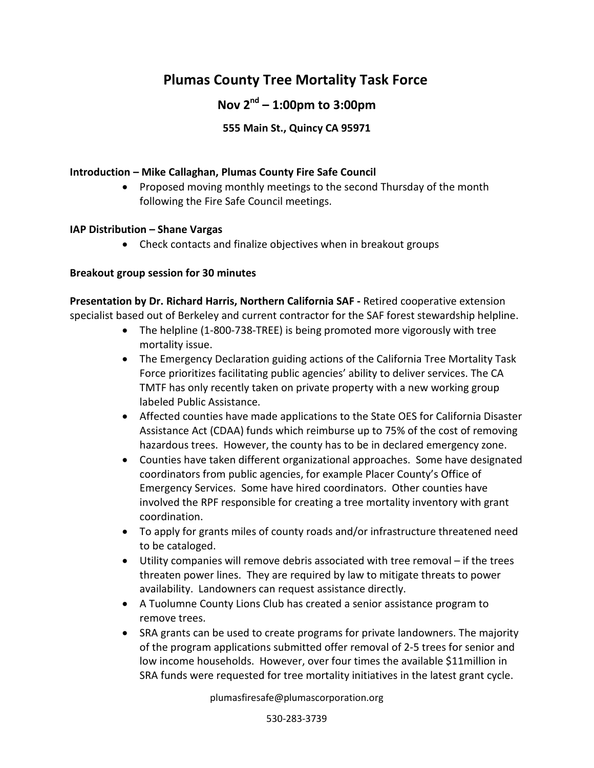# Plumas County Tree Mortality Task Force

## Nov 2nd – 1:00pm to 3:00pm

### 555 Main St., Quincy CA 95971

**Introduction – Mike Callaghan, Plumas County Fire Safe Council**

- Proposed moving monthly meetings to the second Thursday of the month following the Fire Safe Council meetings.

**IAP Distribution – Shane Vargas**

- Check contacts and finalize objectives when in breakout groups

**Breakout group session for 30 minutes**

**Presentation by Dr. Richard Harris, Northern California SAF -** Retired cooperative extension specialist based out of Berkeley and current contractor for the SAF forest stewardship helpline.

- The helpline (1-800-738-TREE) is being promoted more vigorously with tree mortality issue.
- The Emergency Declaration guiding actions of the California Tree Mortality Task Force prioritizes facilitating public agencies' ability to deliver services. The CA TMTF has only recently taken on private property with a new working group labeled Public Assistance.
- Affected counties have made applications to the State OES for California Disaster Assistance Act (CDAA) funds which reimburse up to 75% of the cost of removing hazardous trees. However, the county has to be in declared emergency zone.
- Counties have taken different organizational approaches. Some have designated coordinators from public agencies, for example Placer County's Office of Emergency Services. Some have hired coordinators. Other counties have involved the RPF responsible for creating a tree mortality inventory with grant coordination.
- To apply for grants miles of county roads and/or infrastructure threatened need to be cataloged.
- Utility companies will remove debris associated with tree removal – if the trees threaten power lines. They are required by law to mitigate threats to power availability. Landowners can request assistance directly.
- A Tuolumne County Lions Club has created a senior assistance program to remove trees.
- SRA grants can be used to create programs for private landowners. The majority of the program applications submitted offer removal of 2-5 trees for senior and low income households. However, over four times the available $11million in SRA funds were requested for tree mortality initiatives in the latest grant cycle.

plumasfiresafe@plumascorporation.org

530-283-3739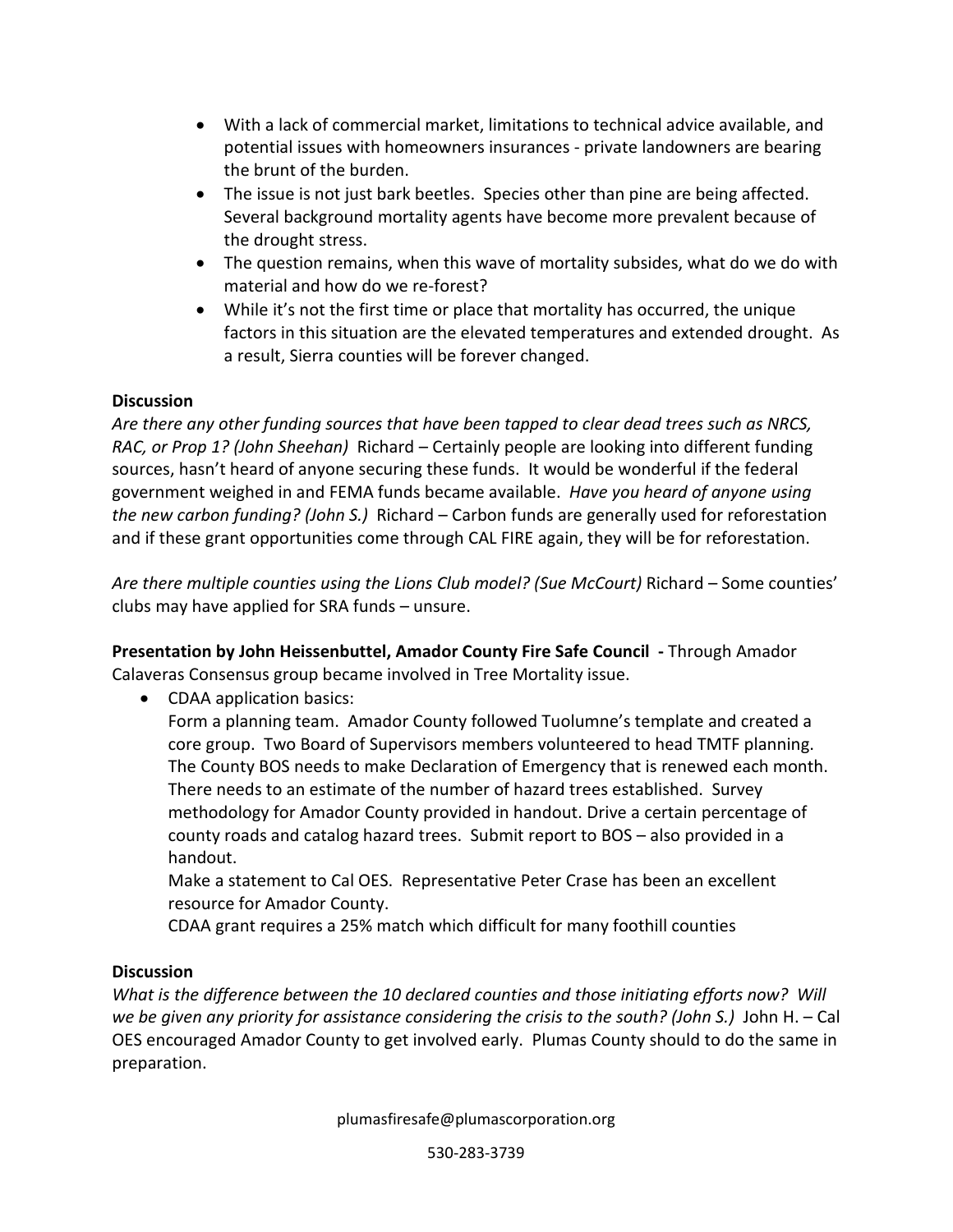- With a lack of commercial market, limitations to technical advice available, and potential issues with homeowners insurances - private landowners are bearing the brunt of the burden.
- The issue is not just bark beetles. Species other than pine are being affected. Several background mortality agents have become more prevalent because of the drought stress.
- The question remains, when this wave of mortality subsides, what do we do with material and how do we re-forest?
- While it's not the first time or place that mortality has occurred, the unique factors in this situation are the elevated temperatures and extended drought. As a result, Sierra counties will be forever changed.

**Discussion**

*Are there any other funding sources that have been tapped to clear dead trees such as NRCS, RAC, or Prop 1? (John Sheehan)* Richard – Certainly people are looking into different funding sources, hasn't heard of anyone securing these funds. It would be wonderful if the federal government weighed in and FEMA funds became available. *Have you heard of anyone using the new carbon funding? (John S.)* Richard – Carbon funds are generally used for reforestation and if these grant opportunities come through CAL FIRE again, they will be for reforestation.

*Are there multiple counties using the Lions Club model? (Sue McCourt)* Richard – Some counties' clubs may have applied for SRA funds – unsure.

**Presentation by John Heissenbuttel, Amador County Fire Safe Council -** Through Amador Calaveras Consensus group became involved in Tree Mortality issue.

- CDAA application basics:
  Form a planning team. Amador County followed Tuolumne's template and created a core group. Two Board of Supervisors members volunteered to head TMTF planning. The County BOS needs to make Declaration of Emergency that is renewed each month. There needs to an estimate of the number of hazard trees established. Survey methodology for Amador County provided in handout. Drive a certain percentage of county roads and catalog hazard trees. Submit report to BOS – also provided in a handout.
  Make a statement to Cal OES. Representative Peter Crase has been an excellent resource for Amador County.
  CDAA grant requires a 25% match which difficult for many foothill counties

**Discussion**

*What is the difference between the 10 declared counties and those initiating efforts now? Will we be given any priority for assistance considering the crisis to the south? (John S.)* John H. – Cal OES encouraged Amador County to get involved early. Plumas County should to do the same in preparation.

plumasfiresafe@plumascorporation.org

530-283-3739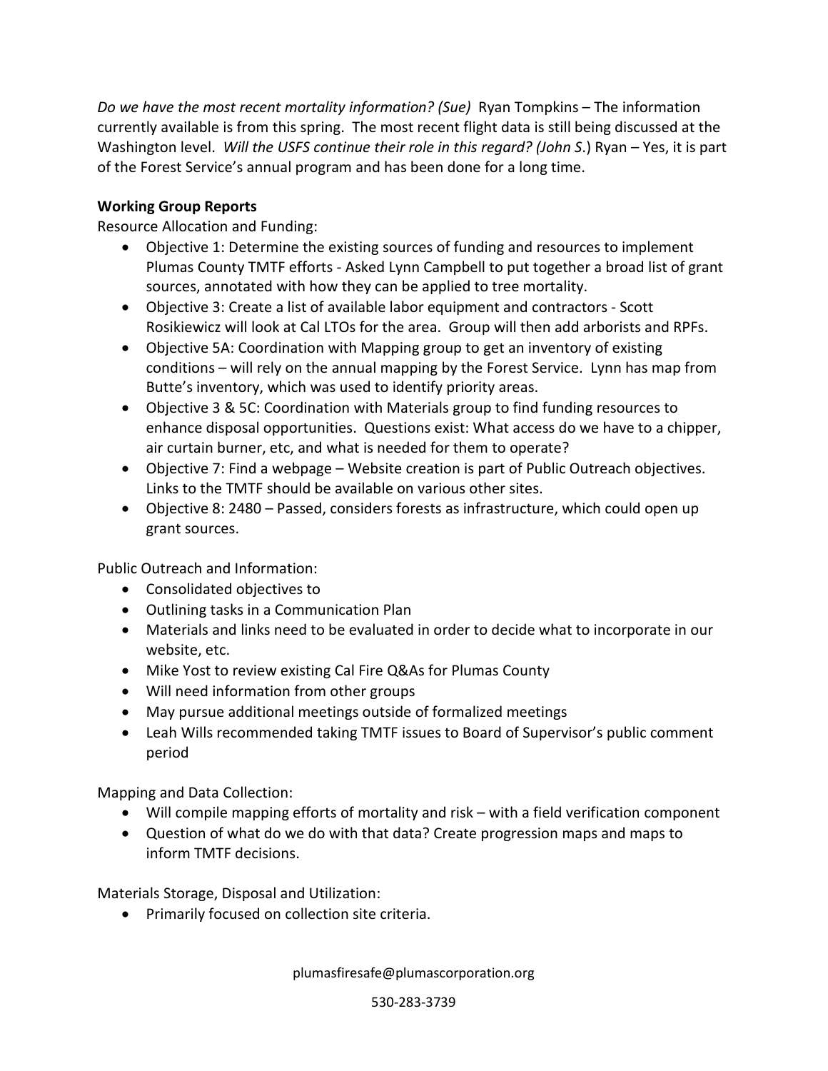*Do we have the most recent mortality information? (Sue)* Ryan Tompkins – The information currently available is from this spring. The most recent flight data is still being discussed at the Washington level. *Will the USFS continue their role in this regard? (John S*.) Ryan – Yes, it is part of the Forest Service's annual program and has been done for a long time.

**Working Group Reports**

Resource Allocation and Funding:

- Objective 1: Determine the existing sources of funding and resources to implement Plumas County TMTF efforts - Asked Lynn Campbell to put together a broad list of grant sources, annotated with how they can be applied to tree mortality.
- Objective 3: Create a list of available labor equipment and contractors - Scott Rosikiewicz will look at Cal LTOs for the area. Group will then add arborists and RPFs.
- Objective 5A: Coordination with Mapping group to get an inventory of existing conditions – will rely on the annual mapping by the Forest Service. Lynn has map from Butte's inventory, which was used to identify priority areas.
- Objective 3 & 5C: Coordination with Materials group to find funding resources to enhance disposal opportunities. Questions exist: What access do we have to a chipper, air curtain burner, etc, and what is needed for them to operate?
- Objective 7: Find a webpage – Website creation is part of Public Outreach objectives. Links to the TMTF should be available on various other sites.
- Objective 8: 2480 – Passed, considers forests as infrastructure, which could open up grant sources.

Public Outreach and Information:

- Consolidated objectives to
- Outlining tasks in a Communication Plan
- Materials and links need to be evaluated in order to decide what to incorporate in our website, etc.
- Mike Yost to review existing Cal Fire Q&As for Plumas County
- Will need information from other groups
- May pursue additional meetings outside of formalized meetings
- Leah Wills recommended taking TMTF issues to Board of Supervisor's public comment period

Mapping and Data Collection:

- Will compile mapping efforts of mortality and risk – with a field verification component
- Question of what do we do with that data? Create progression maps and maps to inform TMTF decisions.

Materials Storage, Disposal and Utilization:

- Primarily focused on collection site criteria.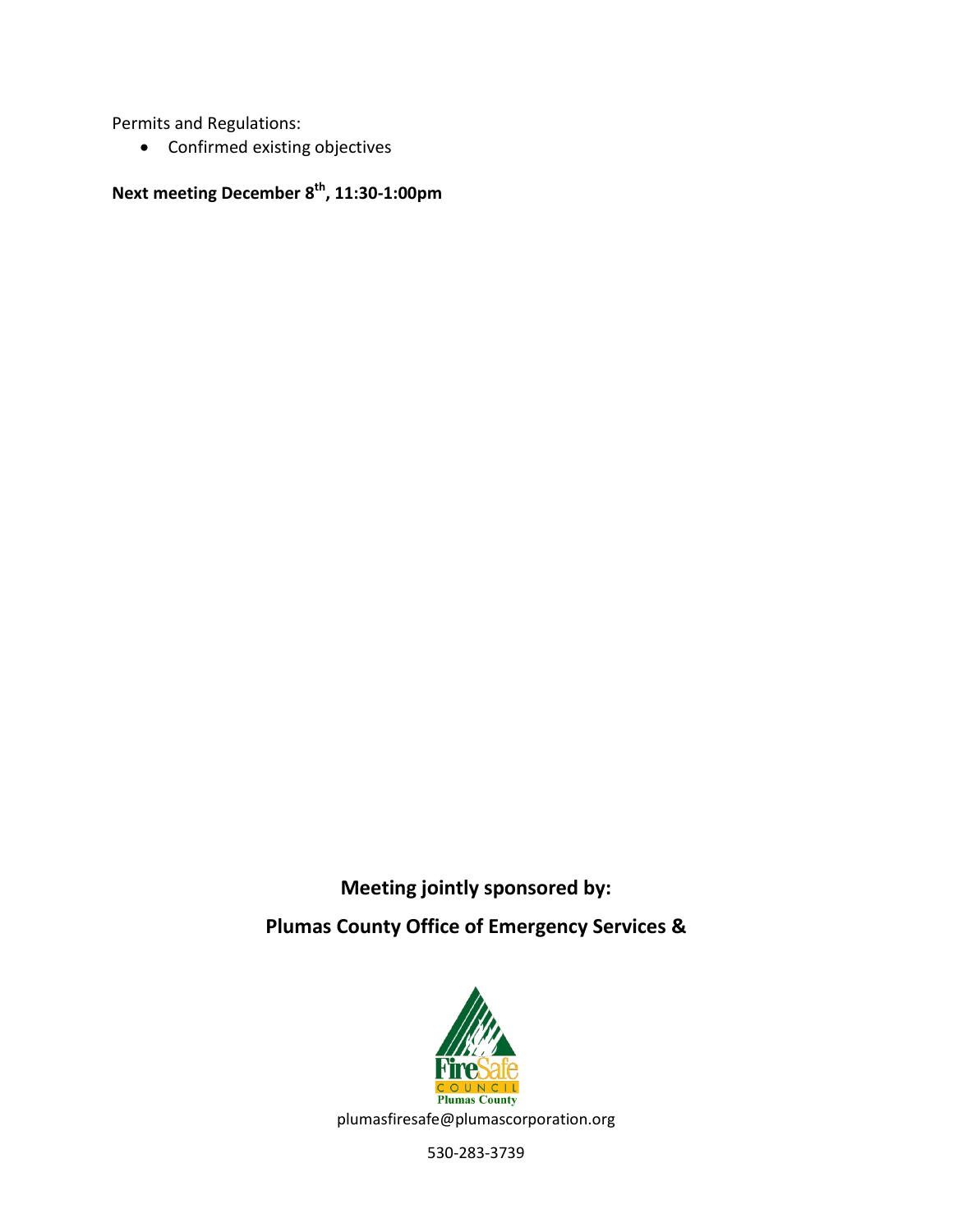Permits and Regulations:

- Confirmed existing objectives

**Next meeting December 8th, 11:30-1:00pm**

**Meeting jointly sponsored by:**

**Plumas County Office of Emergency Services &**

FireSafe COUNCIL Plumas County

plumasfiresafe@plumascorporation.org

530-283-3739